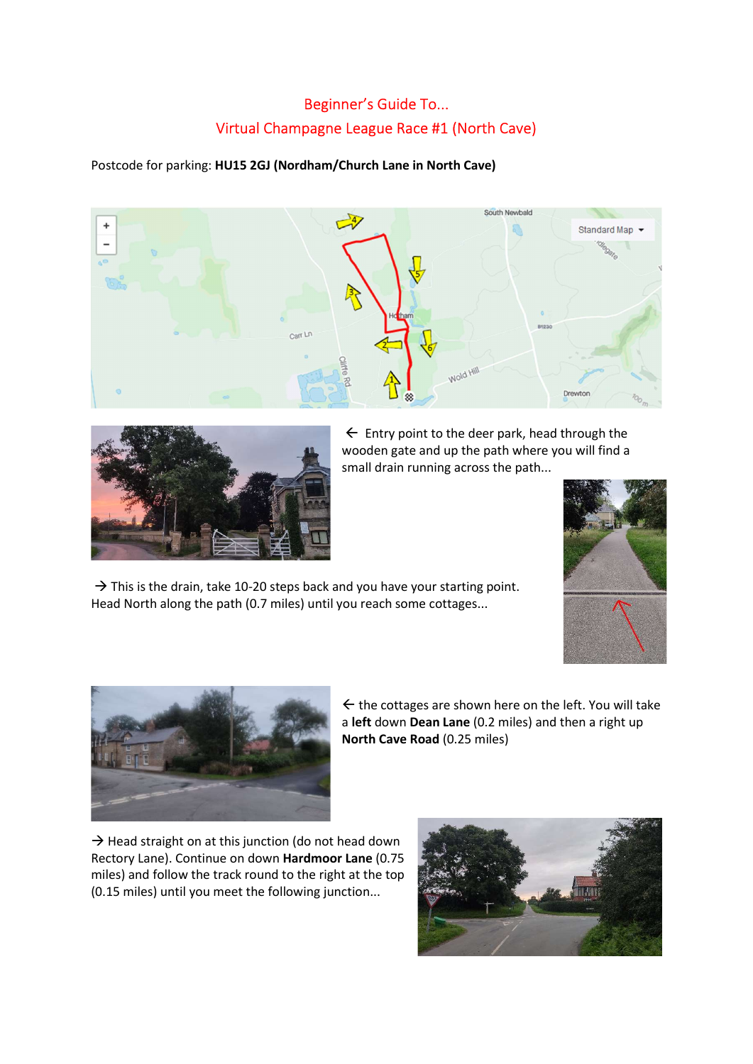# Beginner's Guide To...
## Virtual Champagne League Race #1 (North Cave)

Postcode for parking: **HU15 2GJ (Nordham/Church Lane in North Cave)**

← Entry point to the deer park, head through the wooden gate and up the path where you will find a small drain running across the path...

→ This is the drain, take 10-20 steps back and you have your starting point. Head North along the path (0.7 miles) until you reach some cottages...

← the cottages are shown here on the left. You will take a **left** down **Dean Lane** (0.2 miles) and then a right up **North Cave Road** (0.25 miles)

→ Head straight on at this junction (do not head down Rectory Lane). Continue on down **Hardmoor Lane** (0.75 miles) and follow the track round to the right at the top (0.15 miles) until you meet the following junction...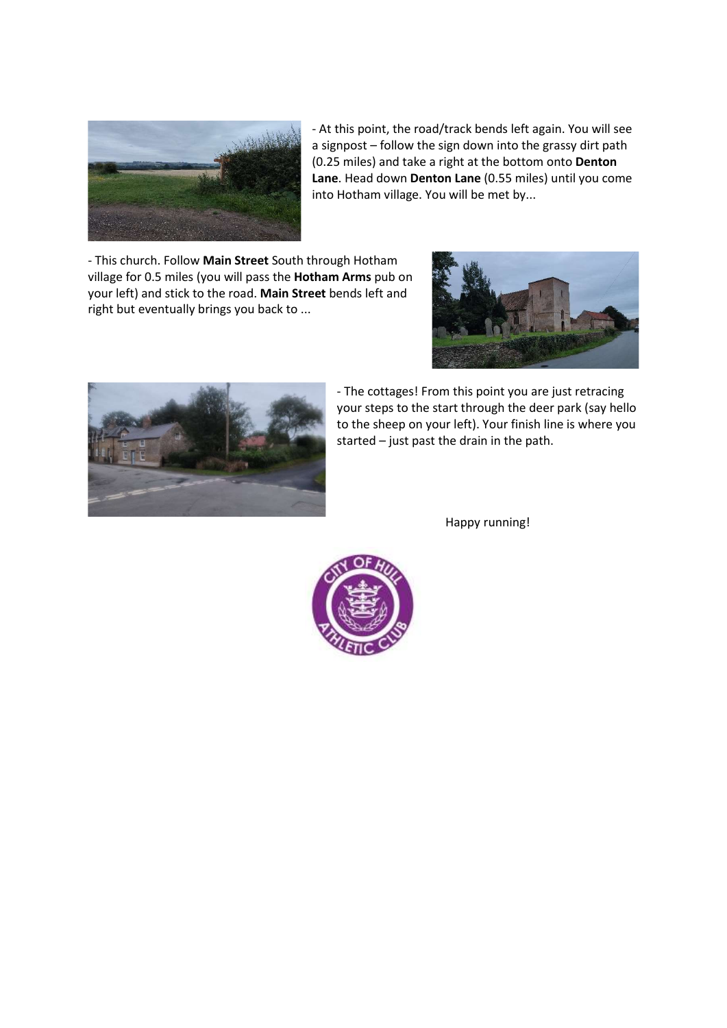- At this point, the road/track bends left again. You will see a signpost – follow the sign down into the grassy dirt path (0.25 miles) and take a right at the bottom onto **Denton Lane**. Head down **Denton Lane** (0.55 miles) until you come into Hotham village. You will be met by...

- This church. Follow **Main Street** South through Hotham village for 0.5 miles (you will pass the **Hotham Arms** pub on your left) and stick to the road. **Main Street** bends left and right but eventually brings you back to ...

- The cottages! From this point you are just retracing your steps to the start through the deer park (say hello to the sheep on your left). Your finish line is where you started – just past the drain in the path.

Happy running!